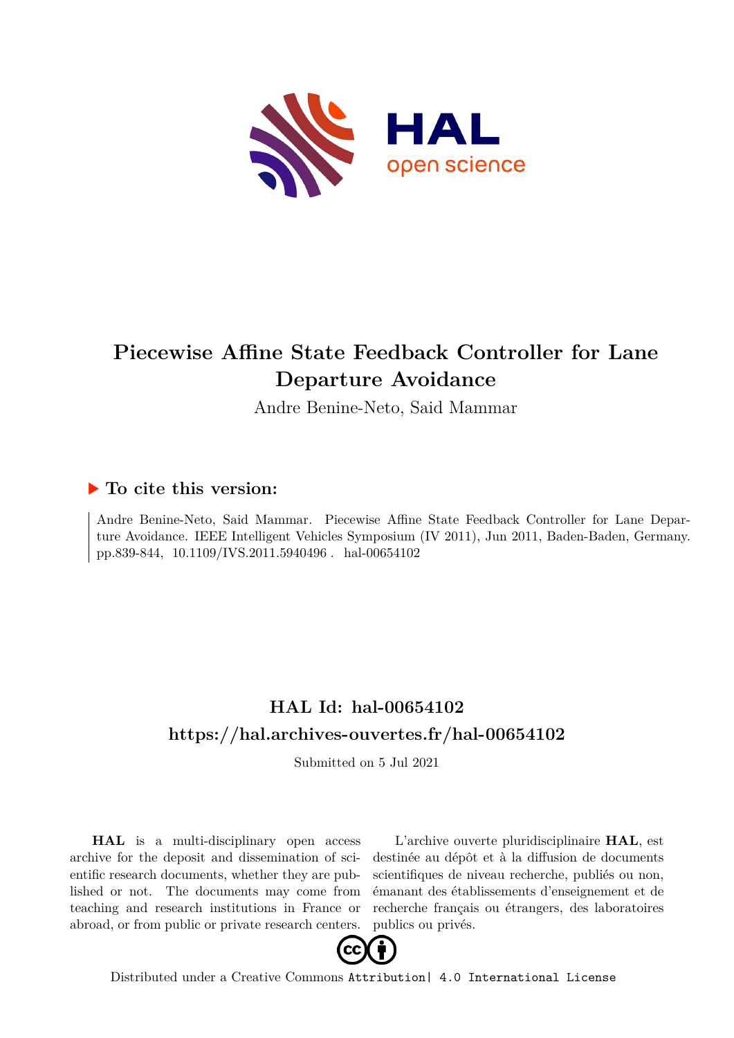# Piecewise Affine State Feedback Controller for Lane Departure Avoidance

Andre Benine-Neto, Said Mammar

## ▶ To cite this version:

Andre Benine-Neto, Said Mammar. Piecewise Affine State Feedback Controller for Lane Departure Avoidance. IEEE Intelligent Vehicles Symposium (IV 2011), Jun 2011, Baden-Baden, Germany. pp.839-844, 10.1109/IVS.2011.5940496 . hal-00654102

## HAL Id: hal-00654102

## https://hal.archives-ouvertes.fr/hal-00654102

Submitted on 5 Jul 2021

**HAL** is a multi-disciplinary open access archive for the deposit and dissemination of scientific research documents, whether they are published or not. The documents may come from teaching and research institutions in France or abroad, or from public or private research centers.

L'archive ouverte pluridisciplinaire **HAL**, est destinée au dépôt et à la diffusion de documents scientifiques de niveau recherche, publiés ou non, émanant des établissements d'enseignement et de recherche français ou étrangers, des laboratoires publics ou privés.

Distributed under a Creative Commons Attribution| 4.0 International License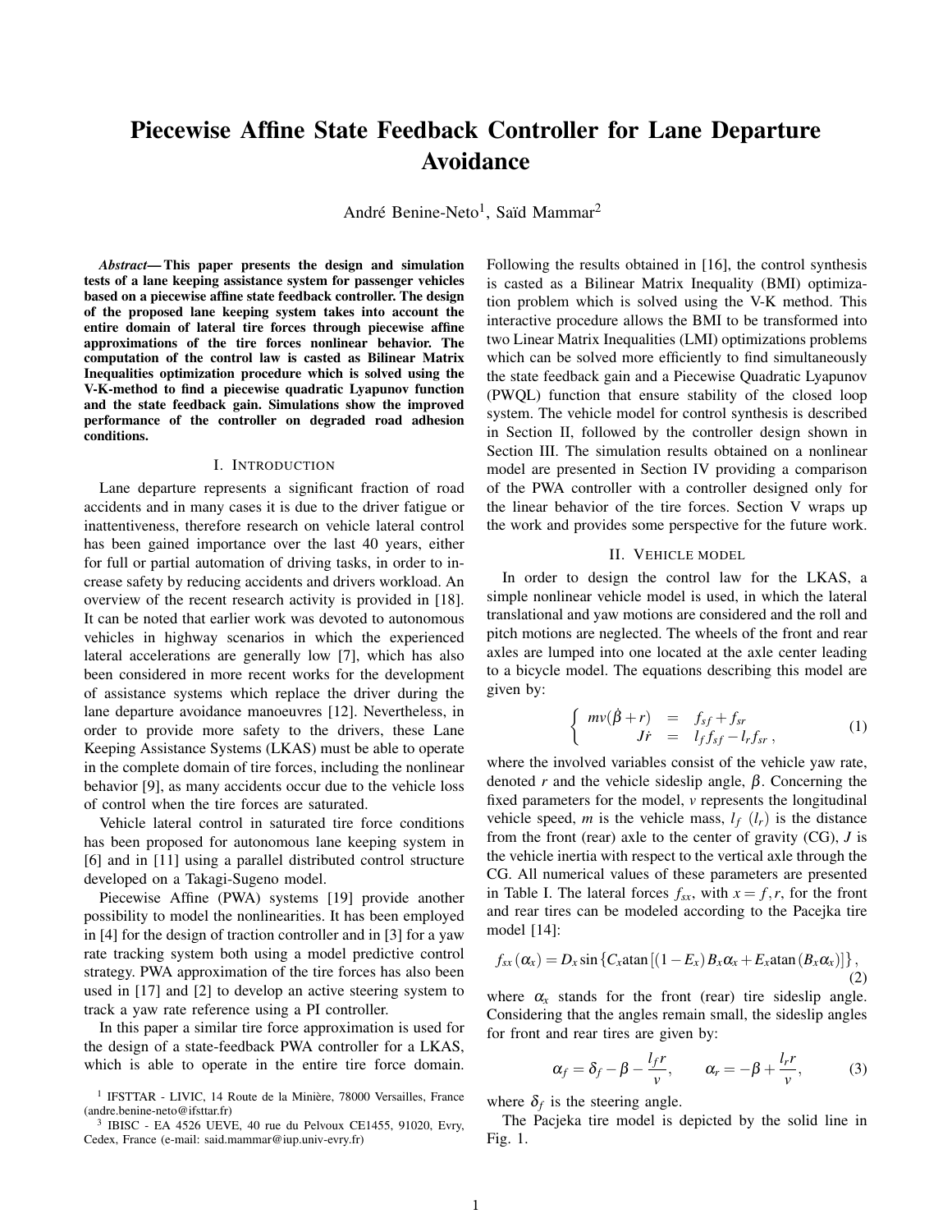# Piecewise Affine State Feedback Controller for Lane Departure Avoidance

André Benine-Neto[1], Saïd Mammar[2]

***Abstract*— This paper presents the design and simulation tests of a lane keeping assistance system for passenger vehicles based on a piecewise affine state feedback controller. The design of the proposed lane keeping system takes into account the entire domain of lateral tire forces through piecewise affine approximations of the tire forces nonlinear behavior. The computation of the control law is casted as Bilinear Matrix Inequalities optimization procedure which is solved using the V-K-method to find a piecewise quadratic Lyapunov function and the state feedback gain. Simulations show the improved performance of the controller on degraded road adhesion conditions.**

## I. Introduction

Lane departure represents a significant fraction of road accidents and in many cases it is due to the driver fatigue or inattentiveness, therefore research on vehicle lateral control has been gained importance over the last 40 years, either for full or partial automation of driving tasks, in order to increase safety by reducing accidents and drivers workload. An overview of the recent research activity is provided in [18]. It can be noted that earlier work was devoted to autonomous vehicles in highway scenarios in which the experienced lateral accelerations are generally low [7], which has also been considered in more recent works for the development of assistance systems which replace the driver during the lane departure avoidance manoeuvres [12]. Nevertheless, in order to provide more safety to the drivers, these Lane Keeping Assistance Systems (LKAS) must be able to operate in the complete domain of tire forces, including the nonlinear behavior [9], as many accidents occur due to the vehicle loss of control when the tire forces are saturated.

Vehicle lateral control in saturated tire force conditions has been proposed for autonomous lane keeping system in [6] and in [11] using a parallel distributed control structure developed on a Takagi-Sugeno model.

Piecewise Affine (PWA) systems [19] provide another possibility to model the nonlinearities. It has been employed in [4] for the design of traction controller and in [3] for a yaw rate tracking system both using a model predictive control strategy. PWA approximation of the tire forces has also been used in [17] and [2] to develop an active steering system to track a yaw rate reference using a PI controller.

In this paper a similar tire force approximation is used for the design of a state-feedback PWA controller for a LKAS, which is able to operate in the entire tire force domain. Following the results obtained in [16], the control synthesis is casted as a Bilinear Matrix Inequality (BMI) optimization problem which is solved using the V-K method. This interactive procedure allows the BMI to be transformed into two Linear Matrix Inequalities (LMI) optimizations problems which can be solved more efficiently to find simultaneously the state feedback gain and a Piecewise Quadratic Lyapunov (PWQL) function that ensure stability of the closed loop system. The vehicle model for control synthesis is described in Section II, followed by the controller design shown in Section III. The simulation results obtained on a nonlinear model are presented in Section IV providing a comparison of the PWA controller with a controller designed only for the linear behavior of the tire forces. Section V wraps up the work and provides some perspective for the future work.

## II. Vehicle model

In order to design the control law for the LKAS, a simple nonlinear vehicle model is used, in which the lateral translational and yaw motions are considered and the roll and pitch motions are neglected. The wheels of the front and rear axles are lumped into one located at the axle center leading to a bicycle model. The equations describing this model are given by:

$$\left\{ \begin{array}{rcl} mv(\dot{\beta}+r) & = & f_{sf}+f_{sr} \\ J\dot{r} & = & l_f f_{sf} - l_r f_{sr}\,, \end{array} \right. \tag{1}$$

where the involved variables consist of the vehicle yaw rate, denoted $r$ and the vehicle sideslip angle, $\beta$. Concerning the fixed parameters for the model, $v$ represents the longitudinal vehicle speed, $m$ is the vehicle mass, $l_f$ ($l_r$) is the distance from the front (rear) axle to the center of gravity (CG), $J$ is the vehicle inertia with respect to the vertical axle through the CG. All numerical values of these parameters are presented in Table I. The lateral forces $f_{sx}$, with $x = f, r$, for the front and rear tires can be modeled according to the Pacejka tire model [14]:

$$f_{sx}(\alpha_x) = D_x \sin\left\{C_x \text{atan}\left[(1-E_x)B_x\alpha_x + E_x \text{atan}(B_x\alpha_x)\right]\right\}, \tag{2}$$

where $\alpha_x$ stands for the front (rear) tire sideslip angle. Considering that the angles remain small, the sideslip angles for front and rear tires are given by:

$$\alpha_f = \delta_f - \beta - \frac{l_f r}{v}, \qquad \alpha_r = -\beta + \frac{l_r r}{v}, \tag{3}$$

where $\delta_f$ is the steering angle.

The Pacjeka tire model is depicted by the solid line in Fig. 1.

[1] IFSTTAR - LIVIC, 14 Route de la Minière, 78000 Versailles, France (andre.benine-neto@ifsttar.fr)

[3] IBISC - EA 4526 UEVE, 40 rue du Pelvoux CE1455, 91020, Evry, Cedex, France (e-mail: said.mammar@iup.univ-evry.fr)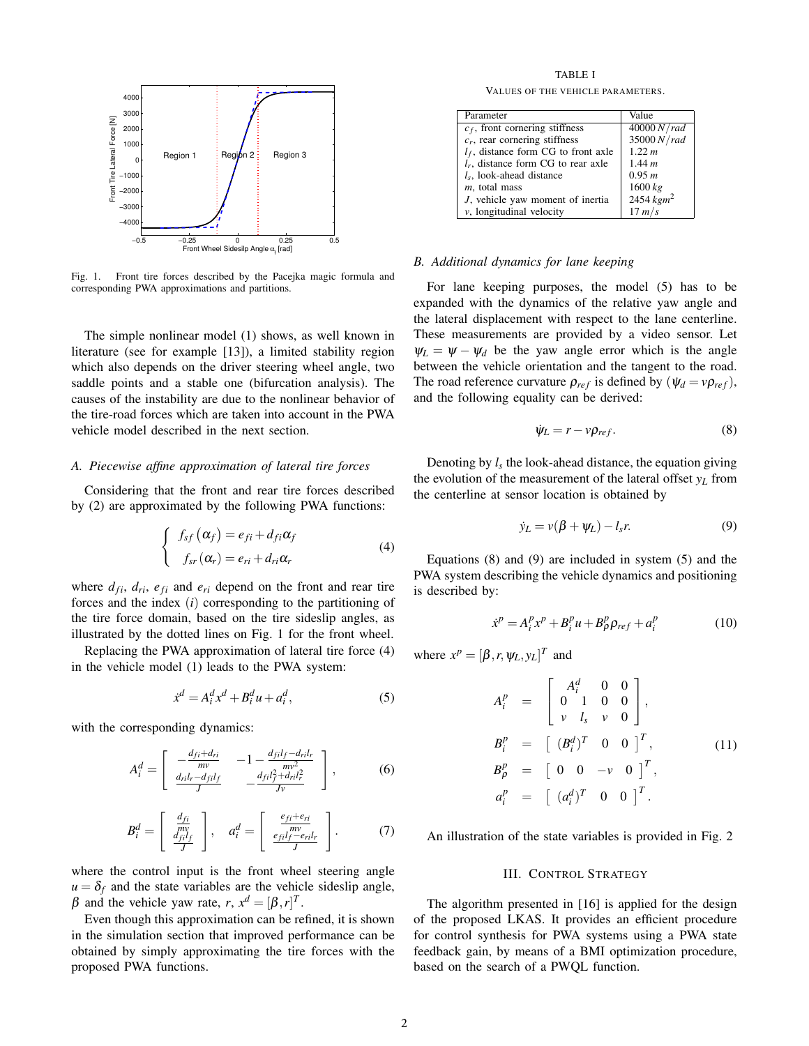Fig. 1. Front tire forces described by the Pacejka magic formula and corresponding PWA approximations and partitions.

The simple nonlinear model (1) shows, as well known in literature (see for example [13]), a limited stability region which also depends on the driver steering wheel angle, two saddle points and a stable one (bifurcation analysis). The causes of the instability are due to the nonlinear behavior of the tire-road forces which are taken into account in the PWA vehicle model described in the next section.

### A. Piecewise affine approximation of lateral tire forces

Considering that the front and rear tire forces described by (2) are approximated by the following PWA functions:

$$\begin{cases} f_{sf}\left(\alpha_f\right) = e_{fi} + d_{fi}\alpha_f \\ f_{sr}\left(\alpha_r\right) = e_{ri} + d_{ri}\alpha_r \end{cases} \tag{4}$$

where $d_{fi}$, $d_{ri}$, $e_{fi}$ and $e_{ri}$ depend on the front and rear tire forces and the index $(i)$ corresponding to the partitioning of the tire force domain, based on the tire sideslip angles, as illustrated by the dotted lines on Fig. 1 for the front wheel.

Replacing the PWA approximation of lateral tire force (4) in the vehicle model (1) leads to the PWA system:

$$\dot{x}^d = A_i^d x^d + B_i^d u + a_i^d, \tag{5}$$

with the corresponding dynamics:

$$A_i^d = \begin{bmatrix} -\frac{d_{fi}+d_{ri}}{mv} & -1-\frac{d_{fi}l_f-d_{ri}l_r}{mv^2} \\ \frac{d_{ri}l_r-d_{fi}l_f}{J} & -\frac{d_{fi}l_f^2+d_{ri}l_r^2}{Jv} \end{bmatrix}, \tag{6}$$

$$B_i^d = \begin{bmatrix} \frac{d_{fi}}{mv} \\ \frac{d_{fi}l_f}{J} \end{bmatrix}, \quad a_i^d = \begin{bmatrix} \frac{e_{fi}+e_{ri}}{mv} \\ \frac{e_{fi}l_f-e_{ri}l_r}{J} \end{bmatrix}. \tag{7}$$

where the control input is the front wheel steering angle $u = \delta_f$ and the state variables are the vehicle sideslip angle, $\beta$ and the vehicle yaw rate, $r$, $x^d = [\beta, r]^T$.

Even though this approximation can be refined, it is shown in the simulation section that improved performance can be obtained by simply approximating the tire forces with the proposed PWA functions.

TABLE I

VALUES OF THE VEHICLE PARAMETERS.

| Parameter | Value |
|---|---|
| $c_f$, front cornering stiffness | $40000\,N/rad$ |
| $c_r$, rear cornering stiffness | $35000\,N/rad$ |
| $l_f$, distance form CG to front axle | $1.22\,m$ |
| $l_r$, distance form CG to rear axle | $1.44\,m$ |
| $l_s$, look-ahead distance | $0.95\,m$ |
| $m$, total mass | $1600\,kg$ |
| $J$, vehicle yaw moment of inertia | $2454\,kgm^2$ |
| $v$, longitudinal velocity | $17\,m/s$ |

### B. Additional dynamics for lane keeping

For lane keeping purposes, the model (5) has to be expanded with the dynamics of the relative yaw angle and the lateral displacement with respect to the lane centerline. These measurements are provided by a video sensor. Let $\psi_L = \psi - \psi_d$ be the yaw angle error which is the angle between the vehicle orientation and the tangent to the road. The road reference curvature $\rho_{ref}$ is defined by $(\dot{\psi}_d = v\rho_{ref})$, and the following equality can be derived:

$$\dot{\psi}_L = r - v\rho_{ref}. \tag{8}$$

Denoting by $l_s$ the look-ahead distance, the equation giving the evolution of the measurement of the lateral offset $y_L$ from the centerline at sensor location is obtained by

$$\dot{y}_L = v(\beta + \psi_L) - l_s r. \tag{9}$$

Equations (8) and (9) are included in system (5) and the PWA system describing the vehicle dynamics and positioning is described by:

$$\dot{x}^p = A_i^p x^p + B_i^p u + B_\rho^p \rho_{ref} + a_i^p \tag{10}$$

where $x^p = [\beta, r, \psi_L, y_L]^T$ and

$$\begin{aligned} A_i^p &= \begin{bmatrix} A_i^d & 0 & 0 \\ 0 \quad 1 & 0 & 0 \\ v \quad l_s & v & 0 \end{bmatrix}, \\ B_i^p &= \begin{bmatrix} (B_i^d)^T & 0 & 0 \end{bmatrix}^T, \\ B_\rho^p &= \begin{bmatrix} 0 & 0 & -v & 0 \end{bmatrix}^T, \\ a_i^p &= \begin{bmatrix} (a_i^d)^T & 0 & 0 \end{bmatrix}^T. \end{aligned} \tag{11}$$

An illustration of the state variables is provided in Fig. 2

## III. Control Strategy

The algorithm presented in [16] is applied for the design of the proposed LKAS. It provides an efficient procedure for control synthesis for PWA systems using a PWA state feedback gain, by means of a BMI optimization procedure, based on the search of a PWQL function.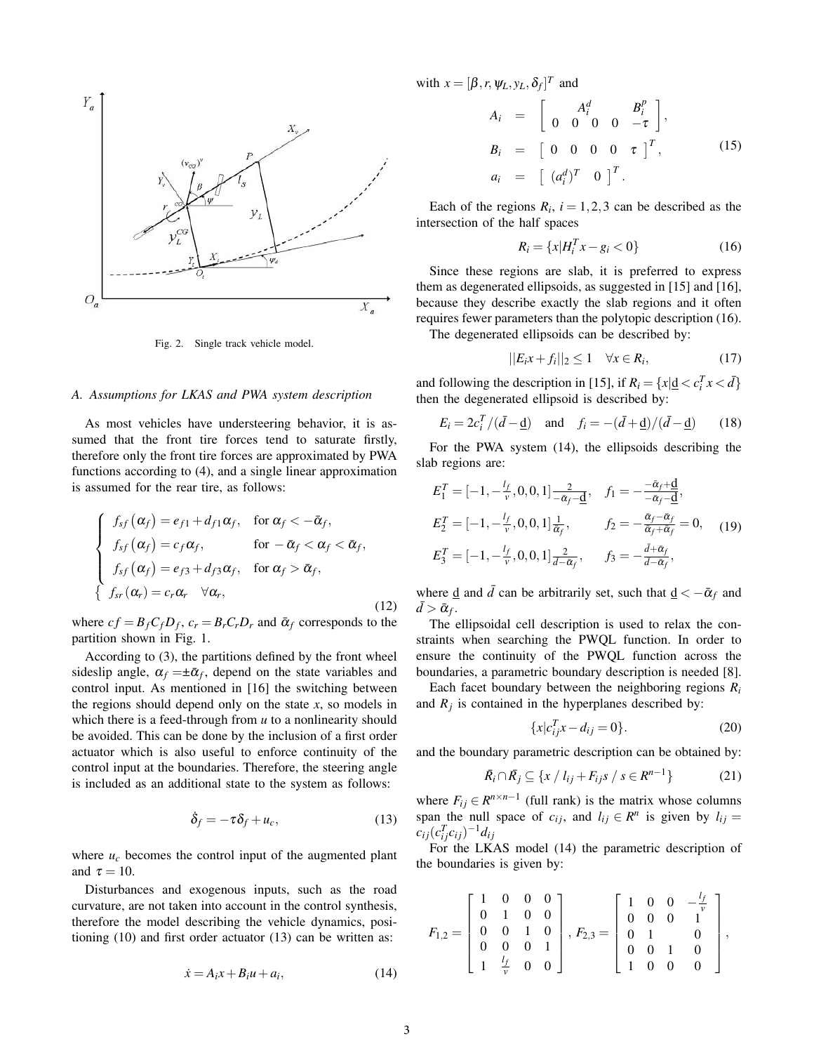Fig. 2. Single track vehicle model.

### A. Assumptions for LKAS and PWA system description

As most vehicles have understeering behavior, it is assumed that the front tire forces tend to saturate firstly, therefore only the front tire forces are approximated by PWA functions according to (4), and a single linear approximation is assumed for the rear tire, as follows:

$$
\begin{cases}
f_{sf}(\alpha_f) = e_{f1} + d_{f1}\alpha_f, & \text{for } \alpha_f < -\bar{\alpha}_f, \\
f_{sf}(\alpha_f) = c_f\alpha_f, & \text{for } -\bar{\alpha}_f < \alpha_f < \bar{\alpha}_f, \\
f_{sf}(\alpha_f) = e_{f3} + d_{f3}\alpha_f, & \text{for } \alpha_f > \bar{\alpha}_f,
\end{cases}
\\
\left\{ f_{sr}(\alpha_r) = c_r\alpha_r \quad \forall \alpha_r, \right.
\tag{12}
$$

where $cf = B_f C_f D_f$, $c_r = B_r C_r D_r$ and $\bar{\alpha}_f$ corresponds to the partition shown in Fig. 1.

According to (3), the partitions defined by the front wheel sideslip angle, $\alpha_f = \pm\bar{\alpha}_f$, depend on the state variables and control input. As mentioned in [16] the switching between the regions should depend only on the state $x$, so models in which there is a feed-through from $u$ to a nonlinearity should be avoided. This can be done by the inclusion of a first order actuator which is also useful to enforce continuity of the control input at the boundaries. Therefore, the steering angle is included as an additional state to the system as follows:

$$
\dot{\delta}_f = -\tau\delta_f + u_c, \tag{13}
$$

where $u_c$ becomes the control input of the augmented plant and $\tau = 10$.

Disturbances and exogenous inputs, such as the road curvature, are not taken into account in the control synthesis, therefore the model describing the vehicle dynamics, positioning (10) and first order actuator (13) can be written as:

$$
\dot{x} = A_i x + B_i u + a_i, \tag{14}
$$

with $x = [\beta, r, \psi_L, y_L, \delta_f]^T$ and

$$
\begin{aligned}
A_i &= \begin{bmatrix} & A_i^d & & & B_i^p \\ 0 & 0 & 0 & 0 & -\tau \end{bmatrix}, \\
B_i &= \begin{bmatrix} 0 & 0 & 0 & 0 & \tau \end{bmatrix}^T, \\
a_i &= \begin{bmatrix} (a_i^d)^T & 0 \end{bmatrix}^T.
\end{aligned}
\tag{15}
$$

Each of the regions $R_i$, $i = 1, 2, 3$ can be described as the intersection of the half spaces

$$
R_i = \{x | H_i^T x - g_i < 0\} \tag{16}
$$

Since these regions are slab, it is preferred to express them as degenerated ellipsoids, as suggested in [15] and [16], because they describe exactly the slab regions and it often requires fewer parameters than the polytopic description (16).

The degenerated ellipsoids can be described by:

$$
||E_i x + f_i||_2 \le 1 \quad \forall x \in R_i, \tag{17}
$$

and following the description in [15], if $R_i = \{x | \underline{d} < c_i^T x < \bar{d}\}$ then the degenerated ellipsoid is described by:

$$
E_i = 2c_i^T / (\bar{d} - \underline{d}) \quad \text{and} \quad f_i = -(\bar{d} + \underline{d})/(\bar{d} - \underline{d}) \tag{18}
$$

For the PWA system (14), the ellipsoids describing the slab regions are:

$$
\begin{aligned}
E_1^T &= [-1, -\tfrac{l_f}{v}, 0, 0, 1]\tfrac{2}{-\bar{\alpha}_f - \underline{d}}, & f_1 &= -\tfrac{-\bar{\alpha}_f + \underline{d}}{-\bar{\alpha}_f - \underline{d}}, \\
E_2^T &= [-1, -\tfrac{l_f}{v}, 0, 0, 1]\tfrac{1}{\bar{\alpha}_f}, & f_2 &= -\tfrac{\bar{\alpha}_f - \bar{\alpha}_f}{\bar{\alpha}_f + \bar{\alpha}_f} = 0, \\
E_3^T &= [-1, -\tfrac{l_f}{v}, 0, 0, 1]\tfrac{2}{\bar{d} - \bar{\alpha}_f}, & f_3 &= -\tfrac{\bar{d} + \bar{\alpha}_f}{\bar{d} - \bar{\alpha}_f},
\end{aligned}
\tag{19}
$$

where $\underline{d}$ and $\bar{d}$ can be arbitrarily set, such that $\underline{d} < -\bar{\alpha}_f$ and $\bar{d} > \bar{\alpha}_f$.

The ellipsoidal cell description is used to relax the constraints when searching the PWQL function. In order to ensure the continuity of the PWQL function across the boundaries, a parametric boundary description is needed [8].

Each facet boundary between the neighboring regions $R_i$ and $R_j$ is contained in the hyperplanes described by:

$$
\{x | c_{ij}^T x - d_{ij} = 0\}. \tag{20}
$$

and the boundary parametric description can be obtained by:

$$
\bar{R}_i \cap \bar{R}_j \subseteq \{x \,/\, l_{ij} + F_{ij}s \,/\, s \in R^{n-1}\} \tag{21}
$$

where $F_{ij} \in R^{n \times n-1}$ (full rank) is the matrix whose columns span the null space of $c_{ij}$, and $l_{ij} \in R^n$ is given by $l_{ij} = c_{ij}(c_{ij}^T c_{ij})^{-1} d_{ij}$

For the LKAS model (14) the parametric description of the boundaries is given by:

$$
F_{1,2} = \begin{bmatrix} 1 & 0 & 0 & 0 \\ 0 & 1 & 0 & 0 \\ 0 & 0 & 1 & 0 \\ 0 & 0 & 0 & 1 \\ 1 & \frac{l_f}{v} & 0 & 0 \end{bmatrix}, \quad
F_{2,3} = \begin{bmatrix} 1 & 0 & 0 & -\frac{l_f}{v} \\ 0 & 0 & 0 & 1 \\ 0 & 1 & & 0 \\ 0 & 0 & 1 & 0 \\ 1 & 0 & 0 & 0 \end{bmatrix},
$$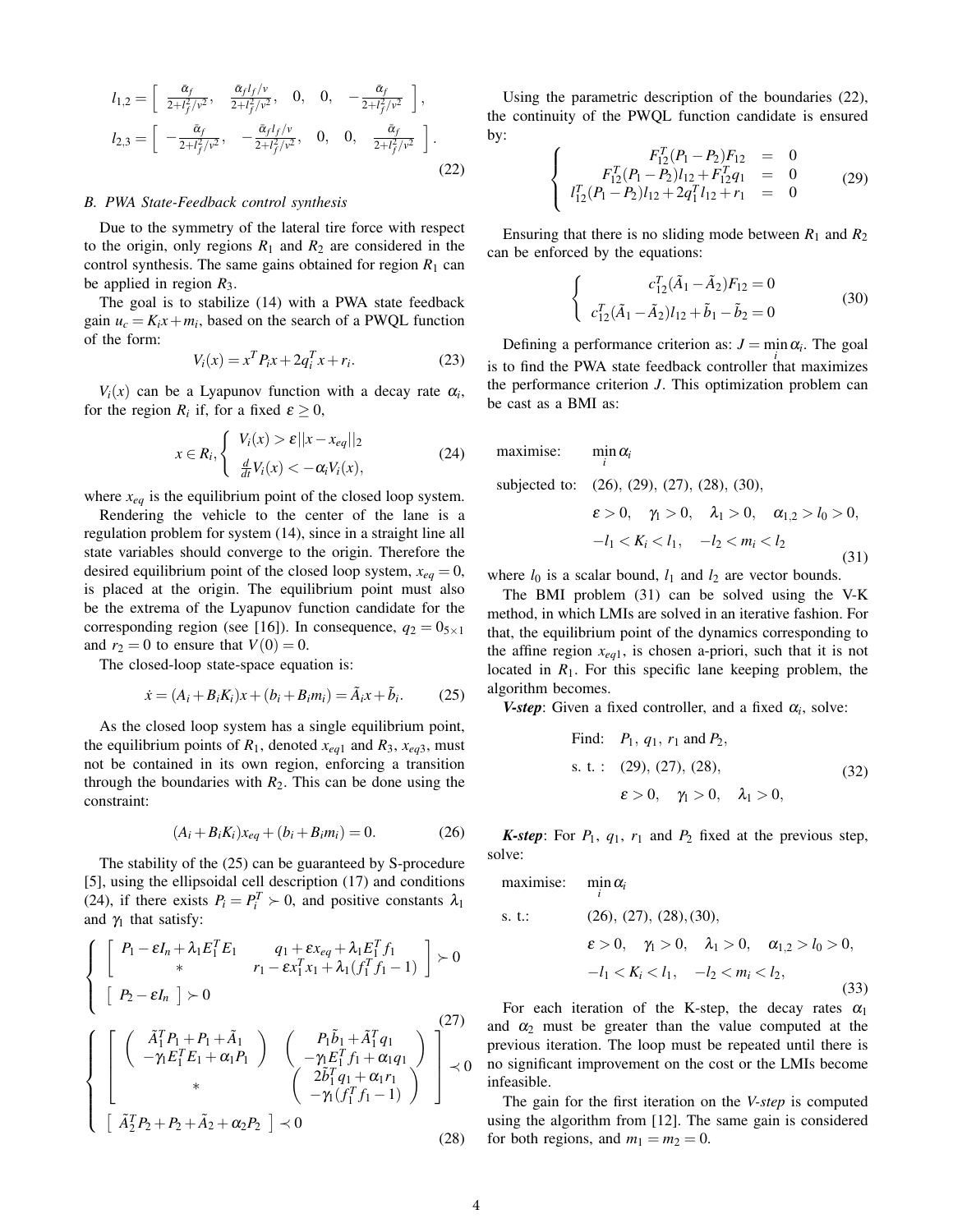$$l_{1,2} = \left[ \begin{array}{ccccc} \frac{\alpha_f}{2+l_f^2/v^2}, & \frac{\alpha_f l_f/v}{2+l_f^2/v^2}, & 0, & 0, & -\frac{\alpha_f}{2+l_f^2/v^2} \end{array} \right],$$

$$l_{2,3} = \left[ \begin{array}{ccccc} -\frac{\bar{\alpha}_f}{2+l_f^2/v^2}, & -\frac{\bar{\alpha}_f l_f/v}{2+l_f^2/v^2}, & 0, & 0, & \frac{\bar{\alpha}_f}{2+l_f^2/v^2} \end{array} \right]. \tag{22}$$

### B. PWA State-Feedback control synthesis

Due to the symmetry of the lateral tire force with respect to the origin, only regions $R_1$ and $R_2$ are considered in the control synthesis. The same gains obtained for region $R_1$ can be applied in region $R_3$.

The goal is to stabilize (14) with a PWA state feedback gain $u_c = K_i x + m_i$, based on the search of a PWQL function of the form:

$$V_i(x) = x^T P_i x + 2q_i^T x + r_i. \tag{23}$$

$V_i(x)$ can be a Lyapunov function with a decay rate $\alpha_i$, for the region $R_i$ if, for a fixed $\varepsilon \geq 0$,

$$x \in R_i, \begin{cases} V_i(x) > \varepsilon ||x - x_{eq}||_2 \\ \frac{d}{dt}V_i(x) < -\alpha_i V_i(x), \end{cases} \tag{24}$$

where $x_{eq}$ is the equilibrium point of the closed loop system.

Rendering the vehicle to the center of the lane is a regulation problem for system (14), since in a straight line all state variables should converge to the origin. Therefore the desired equilibrium point of the closed loop system, $x_{eq} = 0$, is placed at the origin. The equilibrium point must also be the extrema of the Lyapunov function candidate for the corresponding region (see [16]). In consequence, $q_2 = 0_{5\times 1}$ and $r_2 = 0$ to ensure that $V(0) = 0$.

The closed-loop state-space equation is:

$$\dot{x} = (A_i + B_i K_i)x + (b_i + B_i m_i) = \tilde{A}_i x + \tilde{b}_i. \tag{25}$$

As the closed loop system has a single equilibrium point, the equilibrium points of $R_1$, denoted $x_{eq1}$ and $R_3$, $x_{eq3}$, must not be contained in its own region, enforcing a transition through the boundaries with $R_2$. This can be done using the constraint:

$$(A_i + B_i K_i)x_{eq} + (b_i + B_i m_i) = 0. \tag{26}$$

The stability of the (25) can be guaranteed by S-procedure [5], using the ellipsoidal cell description (17) and conditions (24), if there exists $P_i = P_i^T \succ 0$, and positive constants $\lambda_1$ and $\gamma_1$ that satisfy:

$$\begin{cases} \begin{bmatrix} P_1 - \varepsilon I_n + \lambda_1 E_1^T E_1 & q_1 + \varepsilon x_{eq} + \lambda_1 E_1^T f_1 \\ * & r_1 - \varepsilon x_1^T x_1 + \lambda_1 (f_1^T f_1 - 1) \end{bmatrix} \succ 0 \\ \begin{bmatrix} P_2 - \varepsilon I_n \end{bmatrix} \succ 0 \end{cases} \tag{27}$$

$$\begin{cases} \begin{bmatrix} \begin{pmatrix} \tilde{A}_1^T P_1 + P_1 + \tilde{A}_1 \\ -\gamma_1 E_1^T E_1 + \alpha_1 P_1 \end{pmatrix} & \begin{pmatrix} P_1 \tilde{b}_1 + \tilde{A}_1^T q_1 \\ -\gamma_1 E_1^T f_1 + \alpha_1 q_1 \end{pmatrix} \\ * & \begin{pmatrix} 2\tilde{b}_1^T q_1 + \alpha_1 r_1 \\ -\gamma_1 (f_1^T f_1 - 1) \end{pmatrix} \end{bmatrix} \prec 0 \\ \begin{bmatrix} \tilde{A}_2^T P_2 + P_2 + \tilde{A}_2 + \alpha_2 P_2 \end{bmatrix} \prec 0 \end{cases} \tag{28}$$

Using the parametric description of the boundaries (22), the continuity of the PWQL function candidate is ensured by:

$$\begin{cases} F_{12}^T (P_1 - P_2) F_{12} &= 0 \\ F_{12}^T (P_1 - P_2) l_{12} + F_{12}^T q_1 &= 0 \\ l_{12}^T (P_1 - P_2) l_{12} + 2q_1^T l_{12} + r_1 &= 0 \end{cases} \tag{29}$$

Ensuring that there is no sliding mode between $R_1$ and $R_2$ can be enforced by the equations:

$$\begin{cases} c_{12}^T (\tilde{A}_1 - \tilde{A}_2) F_{12} = 0 \\ c_{12}^T (\tilde{A}_1 - \tilde{A}_2) l_{12} + \tilde{b}_1 - \tilde{b}_2 = 0 \end{cases} \tag{30}$$

Defining a performance criterion as: $J = \min_i \alpha_i$. The goal is to find the PWA state feedback controller that maximizes the performance criterion $J$. This optimization problem can be cast as a BMI as:

$$\begin{aligned} \text{maximise:} \quad & \min_i \alpha_i \\ \text{subjected to:} \quad & (26), (29), (27), (28), (30), \\ & \varepsilon > 0, \quad \gamma_1 > 0, \quad \lambda_1 > 0, \quad \alpha_{1,2} > l_0 > 0, \\ & -l_1 < K_i < l_1, \quad -l_2 < m_i < l_2 \end{aligned} \tag{31}$$

where $l_0$ is a scalar bound, $l_1$ and $l_2$ are vector bounds.

The BMI problem (31) can be solved using the V-K method, in which LMIs are solved in an iterative fashion. For that, the equilibrium point of the dynamics corresponding to the affine region $x_{eq1}$, is chosen a-priori, such that it is not located in $R_1$. For this specific lane keeping problem, the algorithm becomes.

***V-step***: Given a fixed controller, and a fixed $\alpha_i$, solve:

$$\begin{aligned} \text{Find:} \quad & P_1,\ q_1,\ r_1 \text{ and } P_2, \\ \text{s. t. :} \quad & (29), (27), (28), \\ & \varepsilon > 0, \quad \gamma_1 > 0, \quad \lambda_1 > 0, \end{aligned} \tag{32}$$

***K-step***: For $P_1$, $q_1$, $r_1$ and $P_2$ fixed at the previous step, solve:

$$\begin{aligned} \text{maximise:} \quad & \min_i \alpha_i \\ \text{s. t.:} \quad & (26), (27), (28), (30), \\ & \varepsilon > 0, \quad \gamma_1 > 0, \quad \lambda_1 > 0, \quad \alpha_{1,2} > l_0 > 0, \\ & -l_1 < K_i < l_1, \quad -l_2 < m_i < l_2, \end{aligned} \tag{33}$$

For each iteration of the K-step, the decay rates $\alpha_1$ and $\alpha_2$ must be greater than the value computed at the previous iteration. The loop must be repeated until there is no significant improvement on the cost or the LMIs become infeasible.

The gain for the first iteration on the *V-step* is computed using the algorithm from [12]. The same gain is considered for both regions, and $m_1 = m_2 = 0$.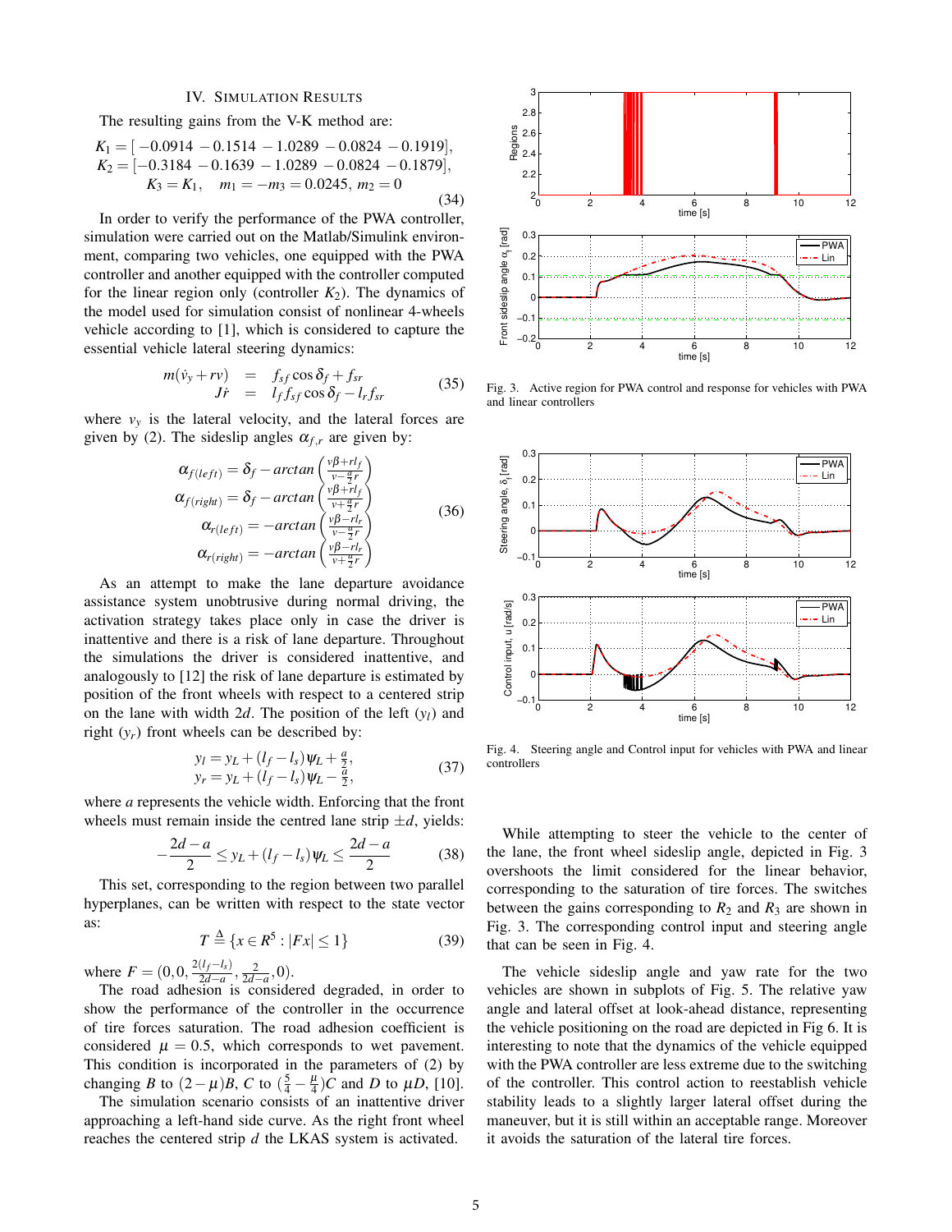## IV. Simulation Results

The resulting gains from the V-K method are:

$$
\begin{array}{c}
K_1 = [-0.0914\ -0.1514\ -1.0289\ -0.0824\ -0.1919], \\
K_2 = [-0.3184\ -0.1639\ -1.0289\ -0.0824\ -0.1879], \\
K_3 = K_1, \quad m_1 = -m_3 = 0.0245,\ m_2 = 0
\end{array}
\tag{34}
$$

In order to verify the performance of the PWA controller, simulation were carried out on the Matlab/Simulink environment, comparing two vehicles, one equipped with the PWA controller and another equipped with the controller computed for the linear region only (controller $K_2$). The dynamics of the model used for simulation consist of nonlinear 4-wheels vehicle according to [1], which is considered to capture the essential vehicle lateral steering dynamics:

$$
\begin{array}{rcl}
m(\dot{v}_y + rv) & = & f_{sf}\cos\delta_f + f_{sr} \\
J\dot{r} & = & l_f f_{sf}\cos\delta_f - l_r f_{sr}
\end{array}
\tag{35}
$$

where $v_y$ is the lateral velocity, and the lateral forces are given by (2). The sideslip angles $\alpha_{f,r}$ are given by:

$$
\begin{array}{c}
\alpha_{f(left)} = \delta_f - arctan\left(\frac{v\beta + rl_f}{v - \frac{a}{2}r}\right) \\
\alpha_{f(right)} = \delta_f - arctan\left(\frac{v\beta + rl_f}{v + \frac{a}{2}r}\right) \\
\alpha_{r(left)} = -arctan\left(\frac{v\beta - rl_r}{v - \frac{a}{2}r}\right) \\
\alpha_{r(right)} = -arctan\left(\frac{v\beta - rl_r}{v + \frac{a}{2}r}\right)
\end{array}
\tag{36}
$$

As an attempt to make the lane departure avoidance assistance system unobtrusive during normal driving, the activation strategy takes place only in case the driver is inattentive and there is a risk of lane departure. Throughout the simulations the driver is considered inattentive, and analogously to [12] the risk of lane departure is estimated by position of the front wheels with respect to a centered strip on the lane with width $2d$. The position of the left ($y_l$) and right ($y_r$) front wheels can be described by:

$$
\begin{array}{c}
y_l = y_L + (l_f - l_s)\psi_L + \frac{a}{2}, \\
y_r = y_L + (l_f - l_s)\psi_L - \frac{a}{2},
\end{array}
\tag{37}
$$

where $a$ represents the vehicle width. Enforcing that the front wheels must remain inside the centred lane strip $\pm d$, yields:

$$
-\frac{2d - a}{2} \leq y_L + (l_f - l_s)\psi_L \leq \frac{2d - a}{2}
\tag{38}
$$

This set, corresponding to the region between two parallel hyperplanes, can be written with respect to the state vector as:

$$
T \triangleq \{x \in R^5 : |Fx| \leq 1\}
\tag{39}
$$

where $F = (0, 0, \frac{2(l_f - l_s)}{2d - a}, \frac{2}{2d - a}, 0)$.

The road adhesion is considered degraded, in order to show the performance of the controller in the occurrence of tire forces saturation. The road adhesion coefficient is considered $\mu = 0.5$, which corresponds to wet pavement. This condition is incorporated in the parameters of (2) by changing $B$ to $(2 - \mu)B$, $C$ to $(\frac{5}{4} - \frac{\mu}{4})C$ and $D$ to $\mu D$, [10].

The simulation scenario consists of an inattentive driver approaching a left-hand side curve. As the right front wheel reaches the centered strip $d$ the LKAS system is activated.

Fig. 3. Active region for PWA control and response for vehicles with PWA and linear controllers

Fig. 4. Steering angle and Control input for vehicles with PWA and linear controllers

While attempting to steer the vehicle to the center of the lane, the front wheel sideslip angle, depicted in Fig. 3 overshoots the limit considered for the linear behavior, corresponding to the saturation of tire forces. The switches between the gains corresponding to $R_2$ and $R_3$ are shown in Fig. 3. The corresponding control input and steering angle that can be seen in Fig. 4.

The vehicle sideslip angle and yaw rate for the two vehicles are shown in subplots of Fig. 5. The relative yaw angle and lateral offset at look-ahead distance, representing the vehicle positioning on the road are depicted in Fig 6. It is interesting to note that the dynamics of the vehicle equipped with the PWA controller are less extreme due to the switching of the controller. This control action to reestablish vehicle stability leads to a slightly larger lateral offset during the maneuver, but it is still within an acceptable range. Moreover it avoids the saturation of the lateral tire forces.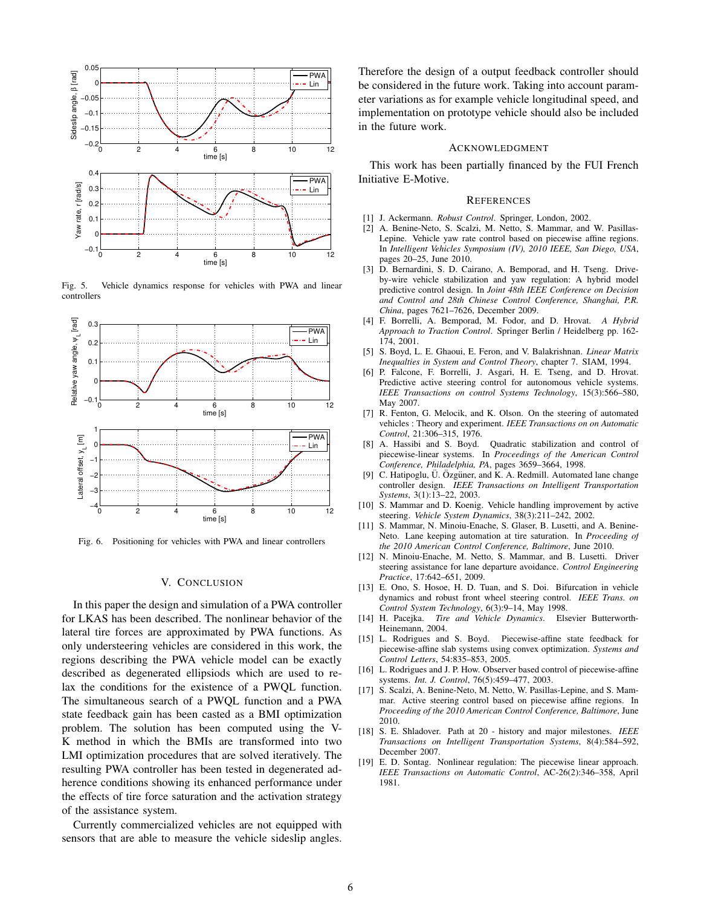Sideslip angle, β [rad]
0.05
0
−0.05
−0.1
−0.15
−0.2
0 2 4 6 8 10 12
time [s]
PWA
Lin

Yaw rate, r [rad/s]
0.4
0.3
0.2
0.1
0
−0.1
0 2 4 6 8 10 12
time [s]
PWA
Lin

Fig. 5. Vehicle dynamics response for vehicles with PWA and linear controllers

Relative yaw angle, $\psi_L$ [rad]
0.3
0.2
0.1
0
−0.1
0 2 4 6 8 10 12
time [s]
PWA
Lin

Lateral offset, $y_L$ [m]
1
0
−1
−2
−3
−4
0 2 4 6 8 10 12
time [s]
PWA
Lin

Fig. 6. Positioning for vehicles with PWA and linear controllers

## V. Conclusion

In this paper the design and simulation of a PWA controller for LKAS has been described. The nonlinear behavior of the lateral tire forces are approximated by PWA functions. As only understeering vehicles are considered in this work, the regions describing the PWA vehicle model can be exactly described as degenerated ellipsiods which are used to relax the conditions for the existence of a PWQL function. The simultaneous search of a PWQL function and a PWA state feedback gain has been casted as a BMI optimization problem. The solution has been computed using the V-K method in which the BMIs are transformed into two LMI optimization procedures that are solved iteratively. The resulting PWA controller has been tested in degenerated adherence conditions showing its enhanced performance under the effects of tire force saturation and the activation strategy of the assistance system.

Currently commercialized vehicles are not equipped with sensors that are able to measure the vehicle sideslip angles. Therefore the design of a output feedback controller should be considered in the future work. Taking into account parameter variations as for example vehicle longitudinal speed, and implementation on prototype vehicle should also be included in the future work.

## Acknowledgment

This work has been partially financed by the FUI French Initiative E-Motive.

## References

[1] J. Ackermann. *Robust Control*. Springer, London, 2002.

[2] A. Benine-Neto, S. Scalzi, M. Netto, S. Mammar, and W. Pasillas-Lepine. Vehicle yaw rate control based on piecewise affine regions. In *Intelligent Vehicles Symposium (IV), 2010 IEEE, San Diego, USA*, pages 20–25, June 2010.

[3] D. Bernardini, S. D. Cairano, A. Bemporad, and H. Tseng. Drive-by-wire vehicle stabilization and yaw regulation: A hybrid model predictive control design. In *Joint 48th IEEE Conference on Decision and Control and 28th Chinese Control Conference, Shanghai, P.R. China*, pages 7621–7626, December 2009.

[4] F. Borrelli, A. Bemporad, M. Fodor, and D. Hrovat. *A Hybrid Approach to Traction Control*. Springer Berlin / Heidelberg pp. 162-174, 2001.

[5] S. Boyd, L. E. Ghaoui, E. Feron, and V. Balakrishnan. *Linear Matrix Inequalties in System and Control Theory*, chapter 7. SIAM, 1994.

[6] P. Falcone, F. Borrelli, J. Asgari, H. E. Tseng, and D. Hrovat. Predictive active steering control for autonomous vehicle systems. *IEEE Transactions on control Systems Technology*, 15(3):566–580, May 2007.

[7] R. Fenton, G. Melocik, and K. Olson. On the steering of automated vehicles : Theory and experiment. *IEEE Transactions on on Automatic Control*, 21:306–315, 1976.

[8] A. Hassibi and S. Boyd. Quadratic stabilization and control of piecewise-linear systems. In *Proceedings of the American Control Conference, Philadelphia, PA*, pages 3659–3664, 1998.

[9] C. Hatipoglu, Ü. Özgüner, and K. A. Redmill. Automated lane change controller design. *IEEE Transactions on Intelligent Transportation Systems*, 3(1):13–22, 2003.

[10] S. Mammar and D. Koenig. Vehicle handling improvement by active steering. *Vehicle System Dynamics*, 38(3):211–242, 2002.

[11] S. Mammar, N. Minoiu-Enache, S. Glaser, B. Lusetti, and A. Benine-Neto. Lane keeping automation at tire saturation. In *Proceeding of the 2010 American Control Conference, Baltimore*, June 2010.

[12] N. Minoiu-Enache, M. Netto, S. Mammar, and B. Lusetti. Driver steering assistance for lane departure avoidance. *Control Engineering Practice*, 17:642–651, 2009.

[13] E. Ono, S. Hosoe, H. D. Tuan, and S. Doi. Bifurcation in vehicle dynamics and robust front wheel steering control. *IEEE Trans. on Control System Technology*, 6(3):9–14, May 1998.

[14] H. Pacejka. *Tire and Vehicle Dynamics*. Elsevier Butterworth-Heinemann, 2004.

[15] L. Rodrigues and S. Boyd. Piecewise-affine state feedback for piecewise-affine slab systems using convex optimization. *Systems and Control Letters*, 54:835–853, 2005.

[16] L. Rodrigues and J. P. How. Observer based control of piecewise-affine systems. *Int. J. Control*, 76(5):459–477, 2003.

[17] S. Scalzi, A. Benine-Neto, M. Netto, W. Pasillas-Lepine, and S. Mammar. Active steering control based on piecewise affine regions. In *Proceeding of the 2010 American Control Conference, Baltimore*, June 2010.

[18] S. E. Shladover. Path at 20 - history and major milestones. *IEEE Transactions on Intelligent Transportation Systems*, 8(4):584–592, December 2007.

[19] E. D. Sontag. Nonlinear regulation: The piecewise linear approach. *IEEE Transactions on Automatic Control*, AC-26(2):346–358, April 1981.